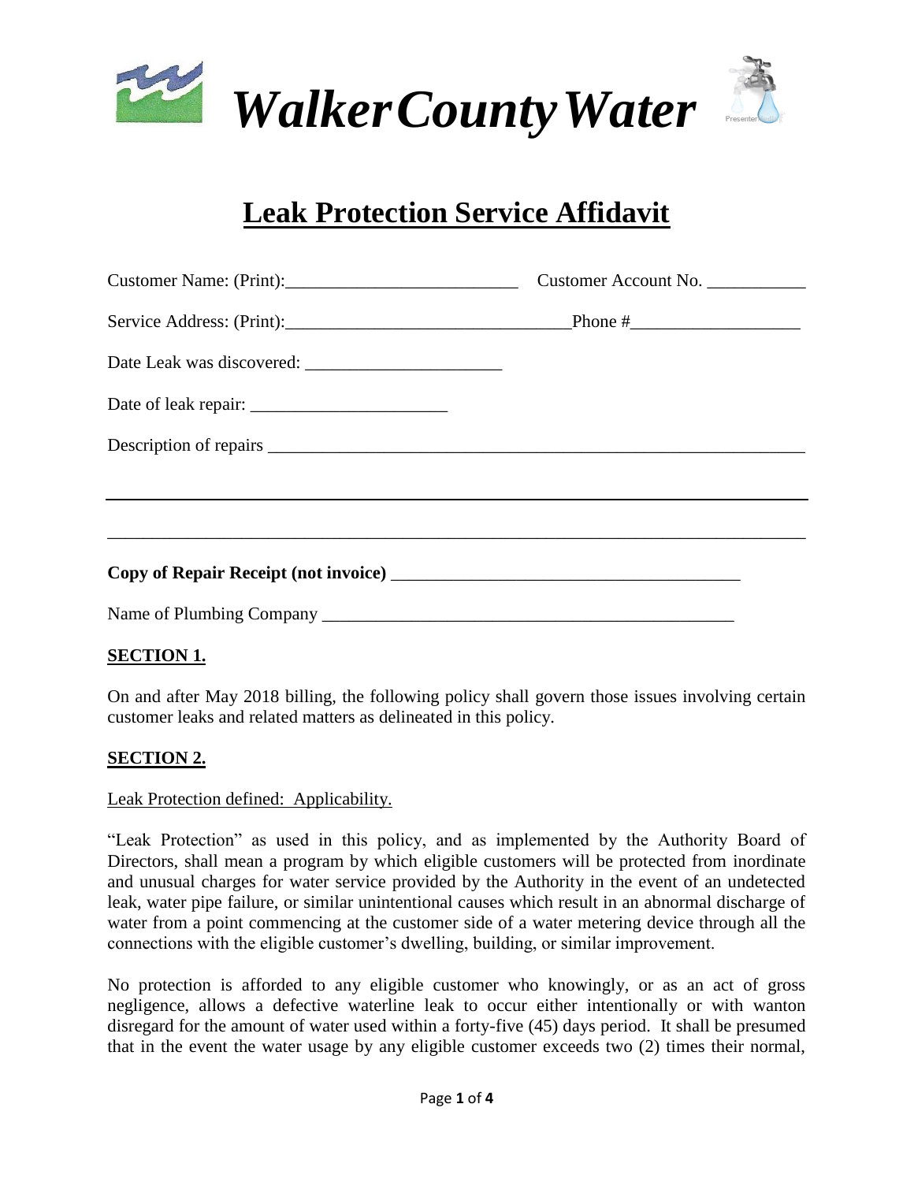# *WalkerCountyWater*

## Leak Protection Service Affidavit

Customer Name: (Print):__________________________ Customer Account No. ___________

Service Address: (Print):________________________________Phone #___________________

Date Leak was discovered: ______________________

Date of leak repair: ______________________

Description of repairs ____________________________________________________________

_______________________________________________________________________________

_______________________________________________________________________________

**Copy of Repair Receipt (not invoice)** ________________________________________

Name of Plumbing Company _______________________________________________

**SECTION 1.**

On and after May 2018 billing, the following policy shall govern those issues involving certain customer leaks and related matters as delineated in this policy.

**SECTION 2.**

Leak Protection defined: Applicability.

"Leak Protection" as used in this policy, and as implemented by the Authority Board of Directors, shall mean a program by which eligible customers will be protected from inordinate and unusual charges for water service provided by the Authority in the event of an undetected leak, water pipe failure, or similar unintentional causes which result in an abnormal discharge of water from a point commencing at the customer side of a water metering device through all the connections with the eligible customer's dwelling, building, or similar improvement.

No protection is afforded to any eligible customer who knowingly, or as an act of gross negligence, allows a defective waterline leak to occur either intentionally or with wanton disregard for the amount of water used within a forty-five (45) days period. It shall be presumed that in the event the water usage by any eligible customer exceeds two (2) times their normal,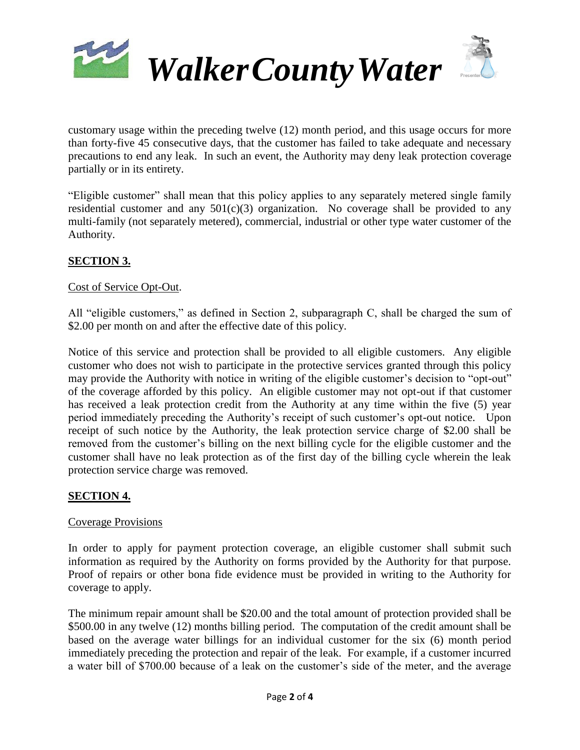customary usage within the preceding twelve (12) month period, and this usage occurs for more than forty-five 45 consecutive days, that the customer has failed to take adequate and necessary precautions to end any leak. In such an event, the Authority may deny leak protection coverage partially or in its entirety.

"Eligible customer" shall mean that this policy applies to any separately metered single family residential customer and any 501(c)(3) organization. No coverage shall be provided to any multi-family (not separately metered), commercial, industrial or other type water customer of the Authority.

## **SECTION 3.**

Cost of Service Opt-Out.

All "eligible customers," as defined in Section 2, subparagraph C, shall be charged the sum of $2.00 per month on and after the effective date of this policy.

Notice of this service and protection shall be provided to all eligible customers. Any eligible customer who does not wish to participate in the protective services granted through this policy may provide the Authority with notice in writing of the eligible customer's decision to "opt-out" of the coverage afforded by this policy. An eligible customer may not opt-out if that customer has received a leak protection credit from the Authority at any time within the five (5) year period immediately preceding the Authority's receipt of such customer's opt-out notice. Upon receipt of such notice by the Authority, the leak protection service charge of $2.00 shall be removed from the customer's billing on the next billing cycle for the eligible customer and the customer shall have no leak protection as of the first day of the billing cycle wherein the leak protection service charge was removed.

## **SECTION 4.**

Coverage Provisions

In order to apply for payment protection coverage, an eligible customer shall submit such information as required by the Authority on forms provided by the Authority for that purpose. Proof of repairs or other bona fide evidence must be provided in writing to the Authority for coverage to apply.

The minimum repair amount shall be $20.00 and the total amount of protection provided shall be $500.00 in any twelve (12) months billing period. The computation of the credit amount shall be based on the average water billings for an individual customer for the six (6) month period immediately preceding the protection and repair of the leak. For example, if a customer incurred a water bill of $700.00 because of a leak on the customer's side of the meter, and the average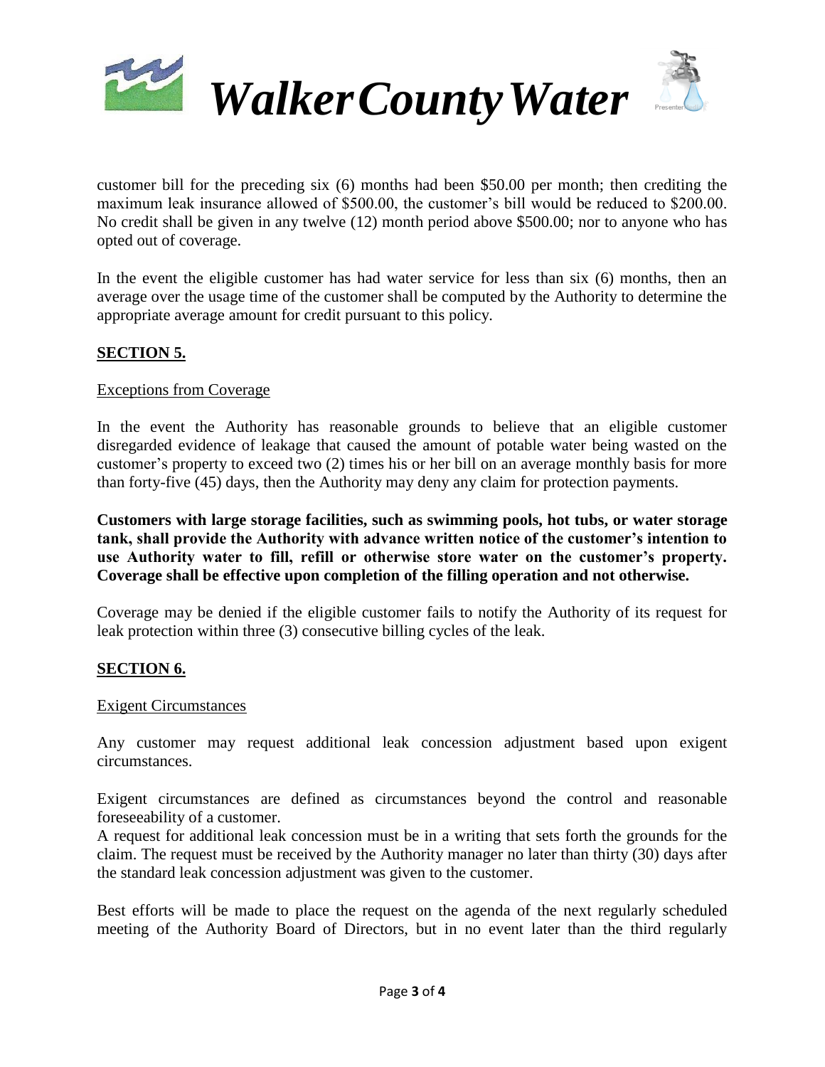customer bill for the preceding six (6) months had been $50.00 per month; then crediting the maximum leak insurance allowed of $500.00, the customer's bill would be reduced to $200.00. No credit shall be given in any twelve (12) month period above $500.00; nor to anyone who has opted out of coverage.

In the event the eligible customer has had water service for less than six (6) months, then an average over the usage time of the customer shall be computed by the Authority to determine the appropriate average amount for credit pursuant to this policy.

## SECTION 5.

Exceptions from Coverage

In the event the Authority has reasonable grounds to believe that an eligible customer disregarded evidence of leakage that caused the amount of potable water being wasted on the customer's property to exceed two (2) times his or her bill on an average monthly basis for more than forty-five (45) days, then the Authority may deny any claim for protection payments.

**Customers with large storage facilities, such as swimming pools, hot tubs, or water storage tank, shall provide the Authority with advance written notice of the customer's intention to use Authority water to fill, refill or otherwise store water on the customer's property. Coverage shall be effective upon completion of the filling operation and not otherwise.**

Coverage may be denied if the eligible customer fails to notify the Authority of its request for leak protection within three (3) consecutive billing cycles of the leak.

## SECTION 6.

Exigent Circumstances

Any customer may request additional leak concession adjustment based upon exigent circumstances.

Exigent circumstances are defined as circumstances beyond the control and reasonable foreseeability of a customer.
A request for additional leak concession must be in a writing that sets forth the grounds for the claim. The request must be received by the Authority manager no later than thirty (30) days after the standard leak concession adjustment was given to the customer.

Best efforts will be made to place the request on the agenda of the next regularly scheduled meeting of the Authority Board of Directors, but in no event later than the third regularly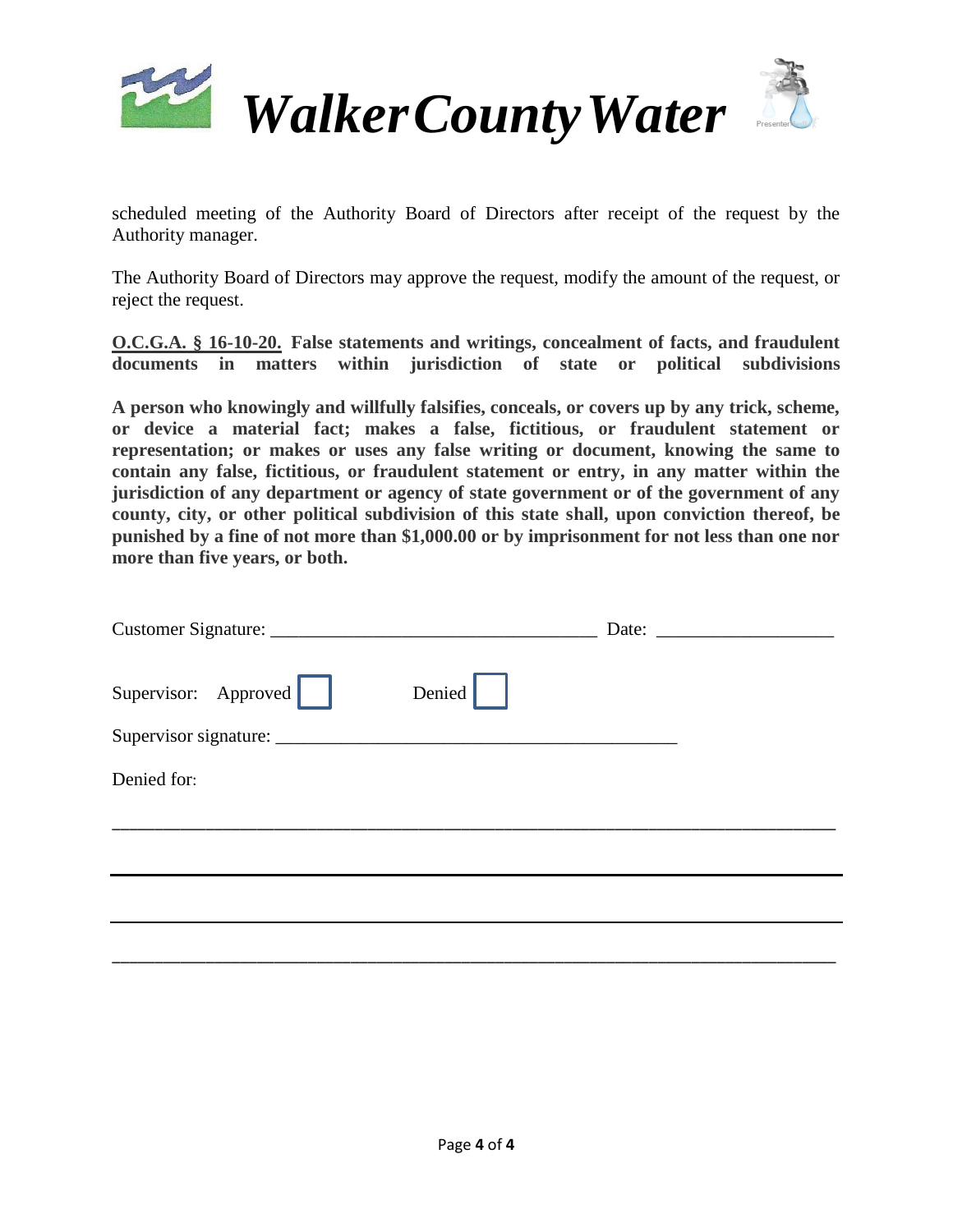scheduled meeting of the Authority Board of Directors after receipt of the request by the Authority manager.

The Authority Board of Directors may approve the request, modify the amount of the request, or reject the request.

**O.C.G.A. § 16-10-20. False statements and writings, concealment of facts, and fraudulent documents in matters within jurisdiction of state or political subdivisions**

**A person who knowingly and willfully falsifies, conceals, or covers up by any trick, scheme, or device a material fact; makes a false, fictitious, or fraudulent statement or representation; or makes or uses any false writing or document, knowing the same to contain any false, fictitious, or fraudulent statement or entry, in any matter within the jurisdiction of any department or agency of state government or of the government of any county, city, or other political subdivision of this state shall, upon conviction thereof, be punished by a fine of not more than $1,000.00 or by imprisonment for not less than one nor more than five years, or both.**

Customer Signature: ___________________________________ Date: __________________

Supervisor: Approved ☐ Denied ☐

Supervisor signature: ___________________________________________

Denied for:

___________________________________________________________________________

___________________________________________________________________________

___________________________________________________________________________

___________________________________________________________________________